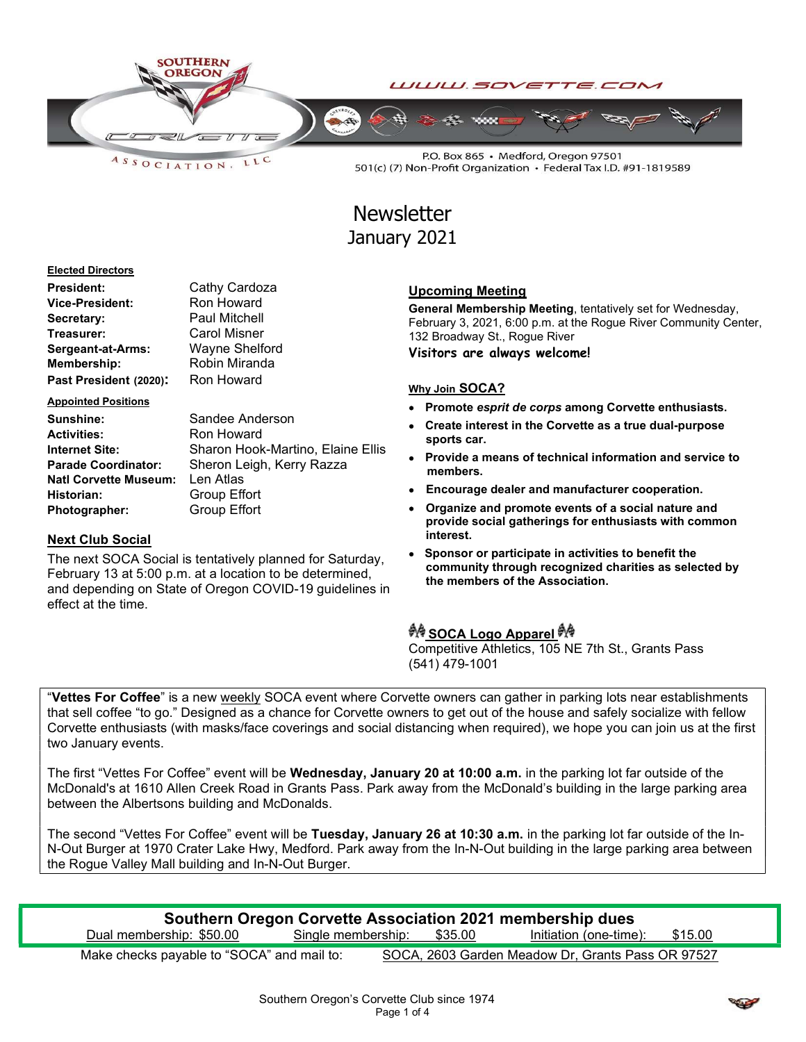SOUTHERN OREGON CORVETTE ASSOCIATION, LLC

WWW.SOVETTE.COM

P.O. Box 865 • Medford, Oregon 97501
501(c) (7) Non-Profit Organization • Federal Tax I.D. #91-1819589

# Newsletter
## January 2021

**Elected Directors**

| | |
|---|---|
| **President:** | Cathy Cardoza |
| **Vice-President:** | Ron Howard |
| **Secretary:** | Paul Mitchell |
| **Treasurer:** | Carol Misner |
| **Sergeant-at-Arms:** | Wayne Shelford |
| **Membership:** | Robin Miranda |
| **Past President (2020):** | Ron Howard |

**Appointed Positions**

| | |
|---|---|
| **Sunshine:** | Sandee Anderson |
| **Activities:** | Ron Howard |
| **Internet Site:** | Sharon Hook-Martino, Elaine Ellis |
| **Parade Coordinator:** | Sheron Leigh, Kerry Razza |
| **Natl Corvette Museum:** | Len Atlas |
| **Historian:** | Group Effort |
| **Photographer:** | Group Effort |

### Next Club Social

The next SOCA Social is tentatively planned for Saturday, February 13 at 5:00 p.m. at a location to be determined, and depending on State of Oregon COVID-19 guidelines in effect at the time.

### Upcoming Meeting

**General Membership Meeting**, tentatively set for Wednesday, February 3, 2021, 6:00 p.m. at the Rogue River Community Center, 132 Broadway St., Rogue River

**Visitors are always welcome!**

### Why Join SOCA?

- **Promote *esprit de corps* among Corvette enthusiasts.**
- **Create interest in the Corvette as a true dual-purpose sports car.**
- **Provide a means of technical information and service to members.**
- **Encourage dealer and manufacturer cooperation.**
- **Organize and promote events of a social nature and provide social gatherings for enthusiasts with common interest.**
- **Sponsor or participate in activities to benefit the community through recognized charities as selected by the members of the Association.**

### SOCA Logo Apparel

Competitive Athletics, 105 NE 7th St., Grants Pass
(541) 479-1001

"**Vettes For Coffee**" is a new weekly SOCA event where Corvette owners can gather in parking lots near establishments that sell coffee "to go." Designed as a chance for Corvette owners to get out of the house and safely socialize with fellow Corvette enthusiasts (with masks/face coverings and social distancing when required), we hope you can join us at the first two January events.

The first "Vettes For Coffee" event will be **Wednesday, January 20 at 10:00 a.m.** in the parking lot far outside of the McDonald's at 1610 Allen Creek Road in Grants Pass. Park away from the McDonald's building in the large parking area between the Albertsons building and McDonalds.

The second "Vettes For Coffee" event will be **Tuesday, January 26 at 10:30 a.m.** in the parking lot far outside of the In-N-Out Burger at 1970 Crater Lake Hwy, Medford. Park away from the In-N-Out building in the large parking area between the Rogue Valley Mall building and In-N-Out Burger.

### Southern Oregon Corvette Association 2021 membership dues

Dual membership: $50.00 — Single membership: $35.00 — Initiation (one-time): $15.00

Make checks payable to "SOCA" and mail to: SOCA, 2603 Garden Meadow Dr, Grants Pass OR 97527

Southern Oregon's Corvette Club since 1974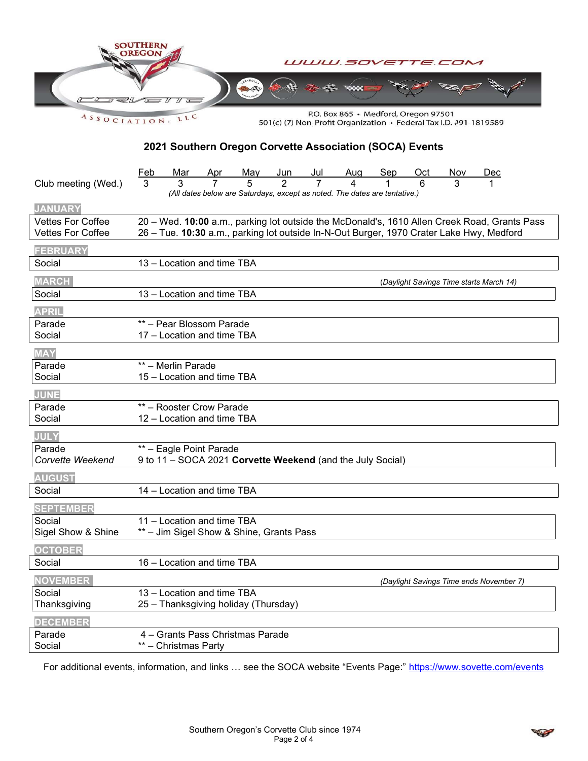SOUTHERN OREGON CORVETTE ASSOCIATION, LLC

WWW.SOVETTE.COM

P.O. Box 865 • Medford, Oregon 97501
501(c) (7) Non-Profit Organization • Federal Tax I.D. #91-1819589

## 2021 Southern Oregon Corvette Association (SOCA) Events

| | Feb | Mar | Apr | May | Jun | Jul | Aug | Sep | Oct | Nov | Dec |
|---|---|---|---|---|---|---|---|---|---|---|---|
| Club meeting (Wed.) | 3 | 3 | 7 | 5 | 2 | 7 | 4 | 1 | 6 | 3 | 1 |

*(All dates below are Saturdays, except as noted. The dates are tentative.)*

### JANUARY

| | |
|---|---|
| Vettes For Coffee | 20 – Wed. **10:00** a.m., parking lot outside the McDonald's, 1610 Allen Creek Road, Grants Pass |
| Vettes For Coffee | 26 – Tue. **10:30** a.m., parking lot outside In-N-Out Burger, 1970 Crater Lake Hwy, Medford |

### FEBRUARY

| | |
|---|---|
| Social | 13 – Location and time TBA |

### MARCH

*(Daylight Savings Time starts March 14)*

| | |
|---|---|
| Social | 13 – Location and time TBA |

### APRIL

| | |
|---|---|
| Parade | ** – Pear Blossom Parade |
| Social | 17 – Location and time TBA |

### MAY

| | |
|---|---|
| Parade | ** – Merlin Parade |
| Social | 15 – Location and time TBA |

### JUNE

| | |
|---|---|
| Parade | ** – Rooster Crow Parade |
| Social | 12 – Location and time TBA |

### JULY

| | |
|---|---|
| Parade | ** – Eagle Point Parade |
| *Corvette Weekend* | 9 to 11 – SOCA 2021 **Corvette Weekend** (and the July Social) |

### AUGUST

| | |
|---|---|
| Social | 14 – Location and time TBA |

### SEPTEMBER

| | |
|---|---|
| Social | 11 – Location and time TBA |
| Sigel Show & Shine | ** – Jim Sigel Show & Shine, Grants Pass |

### OCTOBER

| | |
|---|---|
| Social | 16 – Location and time TBA |

### NOVEMBER

*(Daylight Savings Time ends November 7)*

| | |
|---|---|
| Social | 13 – Location and time TBA |
| Thanksgiving | 25 – Thanksgiving holiday (Thursday) |

### DECEMBER

| | |
|---|---|
| Parade | 4 – Grants Pass Christmas Parade |
| Social | ** – Christmas Party |

For additional events, information, and links … see the SOCA website "Events Page:" https://www.sovette.com/events

Southern Oregon's Corvette Club since 1974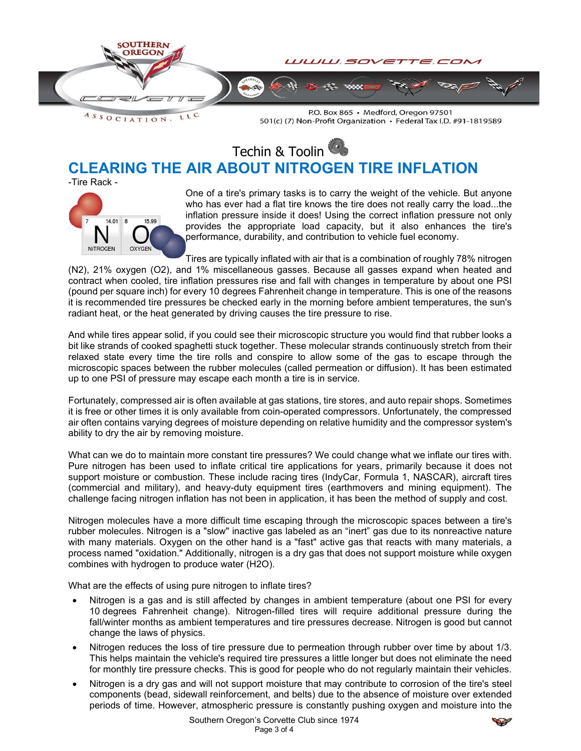Techin & Toolin

# CLEARING THE AIR ABOUT NITROGEN TIRE INFLATION

-Tire Rack -

One of a tire's primary tasks is to carry the weight of the vehicle. But anyone who has ever had a flat tire knows the tire does not really carry the load...the inflation pressure inside it does! Using the correct inflation pressure not only provides the appropriate load capacity, but it also enhances the tire's performance, durability, and contribution to vehicle fuel economy.

Tires are typically inflated with air that is a combination of roughly 78% nitrogen ($N_2$), 21% oxygen ($O_2$), and 1% miscellaneous gasses. Because all gasses expand when heated and contract when cooled, tire inflation pressures rise and fall with changes in temperature by about one PSI (pound per square inch) for every 10 degrees Fahrenheit change in temperature. This is one of the reasons it is recommended tire pressures be checked early in the morning before ambient temperatures, the sun's radiant heat, or the heat generated by driving causes the tire pressure to rise.

And while tires appear solid, if you could see their microscopic structure you would find that rubber looks a bit like strands of cooked spaghetti stuck together. These molecular strands continuously stretch from their relaxed state every time the tire rolls and conspire to allow some of the gas to escape through the microscopic spaces between the rubber molecules (called permeation or diffusion). It has been estimated up to one PSI of pressure may escape each month a tire is in service.

Fortunately, compressed air is often available at gas stations, tire stores, and auto repair shops. Sometimes it is free or other times it is only available from coin-operated compressors. Unfortunately, the compressed air often contains varying degrees of moisture depending on relative humidity and the compressor system's ability to dry the air by removing moisture.

What can we do to maintain more constant tire pressures? We could change what we inflate our tires with. Pure nitrogen has been used to inflate critical tire applications for years, primarily because it does not support moisture or combustion. These include racing tires (IndyCar, Formula 1, NASCAR), aircraft tires (commercial and military), and heavy-duty equipment tires (earthmovers and mining equipment). The challenge facing nitrogen inflation has not been in application, it has been the method of supply and cost.

Nitrogen molecules have a more difficult time escaping through the microscopic spaces between a tire's rubber molecules. Nitrogen is a "slow" inactive gas labeled as an "inert" gas due to its nonreactive nature with many materials. Oxygen on the other hand is a "fast" active gas that reacts with many materials, a process named "oxidation." Additionally, nitrogen is a dry gas that does not support moisture while oxygen combines with hydrogen to produce water ($H_2O$).

What are the effects of using pure nitrogen to inflate tires?

- Nitrogen is a gas and is still affected by changes in ambient temperature (about one PSI for every 10 degrees Fahrenheit change). Nitrogen-filled tires will require additional pressure during the fall/winter months as ambient temperatures and tire pressures decrease. Nitrogen is good but cannot change the laws of physics.
- Nitrogen reduces the loss of tire pressure due to permeation through rubber over time by about 1/3. This helps maintain the vehicle's required tire pressures a little longer but does not eliminate the need for monthly tire pressure checks. This is good for people who do not regularly maintain their vehicles.
- Nitrogen is a dry gas and will not support moisture that may contribute to corrosion of the tire's steel components (bead, sidewall reinforcement, and belts) due to the absence of moisture over extended periods of time. However, atmospheric pressure is constantly pushing oxygen and moisture into the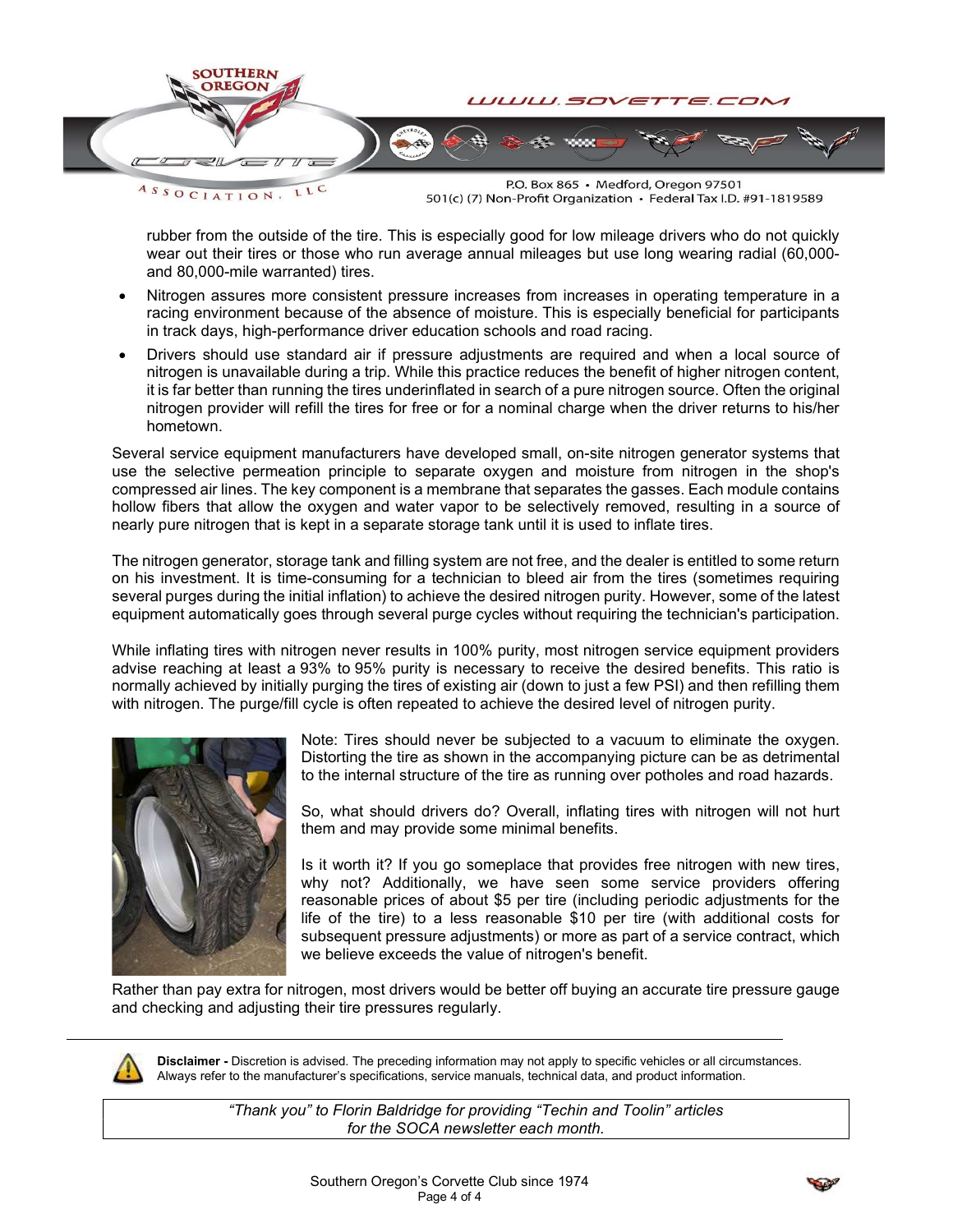rubber from the outside of the tire. This is especially good for low mileage drivers who do not quickly wear out their tires or those who run average annual mileages but use long wearing radial (60,000- and 80,000-mile warranted) tires.

- Nitrogen assures more consistent pressure increases from increases in operating temperature in a racing environment because of the absence of moisture. This is especially beneficial for participants in track days, high-performance driver education schools and road racing.
- Drivers should use standard air if pressure adjustments are required and when a local source of nitrogen is unavailable during a trip. While this practice reduces the benefit of higher nitrogen content, it is far better than running the tires underinflated in search of a pure nitrogen source. Often the original nitrogen provider will refill the tires for free or for a nominal charge when the driver returns to his/her hometown.

Several service equipment manufacturers have developed small, on-site nitrogen generator systems that use the selective permeation principle to separate oxygen and moisture from nitrogen in the shop's compressed air lines. The key component is a membrane that separates the gasses. Each module contains hollow fibers that allow the oxygen and water vapor to be selectively removed, resulting in a source of nearly pure nitrogen that is kept in a separate storage tank until it is used to inflate tires.

The nitrogen generator, storage tank and filling system are not free, and the dealer is entitled to some return on his investment. It is time-consuming for a technician to bleed air from the tires (sometimes requiring several purges during the initial inflation) to achieve the desired nitrogen purity. However, some of the latest equipment automatically goes through several purge cycles without requiring the technician's participation.

While inflating tires with nitrogen never results in 100% purity, most nitrogen service equipment providers advise reaching at least a 93% to 95% purity is necessary to receive the desired benefits. This ratio is normally achieved by initially purging the tires of existing air (down to just a few PSI) and then refilling them with nitrogen. The purge/fill cycle is often repeated to achieve the desired level of nitrogen purity.

Note: Tires should never be subjected to a vacuum to eliminate the oxygen. Distorting the tire as shown in the accompanying picture can be as detrimental to the internal structure of the tire as running over potholes and road hazards.

So, what should drivers do? Overall, inflating tires with nitrogen will not hurt them and may provide some minimal benefits.

Is it worth it? If you go someplace that provides free nitrogen with new tires, why not? Additionally, we have seen some service providers offering reasonable prices of about $5 per tire (including periodic adjustments for the life of the tire) to a less reasonable $10 per tire (with additional costs for subsequent pressure adjustments) or more as part of a service contract, which we believe exceeds the value of nitrogen's benefit.

Rather than pay extra for nitrogen, most drivers would be better off buying an accurate tire pressure gauge and checking and adjusting their tire pressures regularly.

---

**Disclaimer -** Discretion is advised. The preceding information may not apply to specific vehicles or all circumstances. Always refer to the manufacturer's specifications, service manuals, technical data, and product information.

*"Thank you" to Florin Baldridge for providing "Techin and Toolin" articles for the SOCA newsletter each month.*